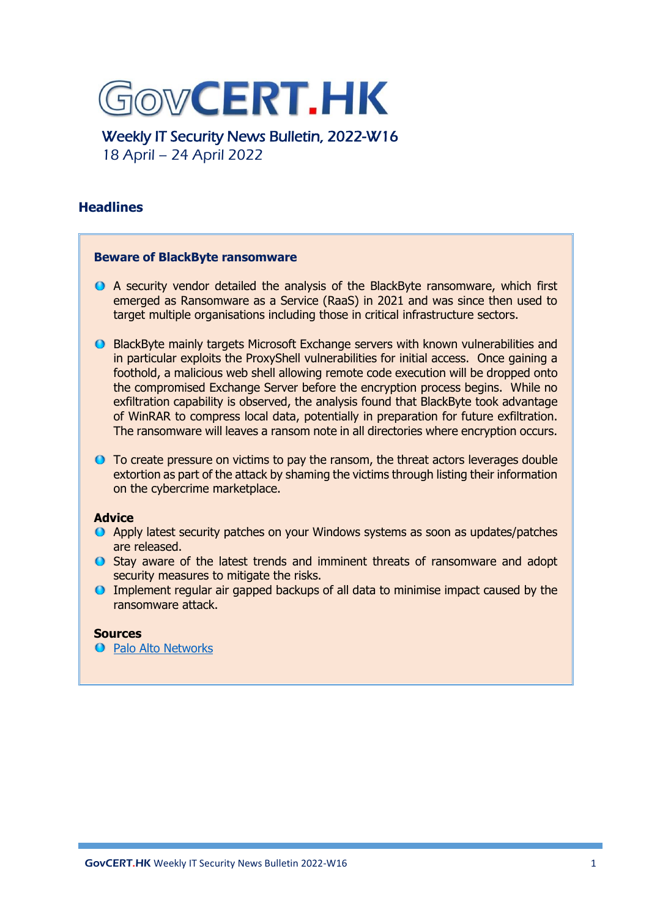# GovCERT.HK

Weekly IT Security News Bulletin, 2022-W16
18 April – 24 April 2022

## Headlines

### Beware of BlackByte ransomware

- A security vendor detailed the analysis of the BlackByte ransomware, which first emerged as Ransomware as a Service (RaaS) in 2021 and was since then used to target multiple organisations including those in critical infrastructure sectors.

- BlackByte mainly targets Microsoft Exchange servers with known vulnerabilities and in particular exploits the ProxyShell vulnerabilities for initial access. Once gaining a foothold, a malicious web shell allowing remote code execution will be dropped onto the compromised Exchange Server before the encryption process begins. While no exfiltration capability is observed, the analysis found that BlackByte took advantage of WinRAR to compress local data, potentially in preparation for future exfiltration. The ransomware will leaves a ransom note in all directories where encryption occurs.

- To create pressure on victims to pay the ransom, the threat actors leverages double extortion as part of the attack by shaming the victims through listing their information on the cybercrime marketplace.

**Advice**

- Apply latest security patches on your Windows systems as soon as updates/patches are released.
- Stay aware of the latest trends and imminent threats of ransomware and adopt security measures to mitigate the risks.
- Implement regular air gapped backups of all data to minimise impact caused by the ransomware attack.

**Sources**

- Palo Alto Networks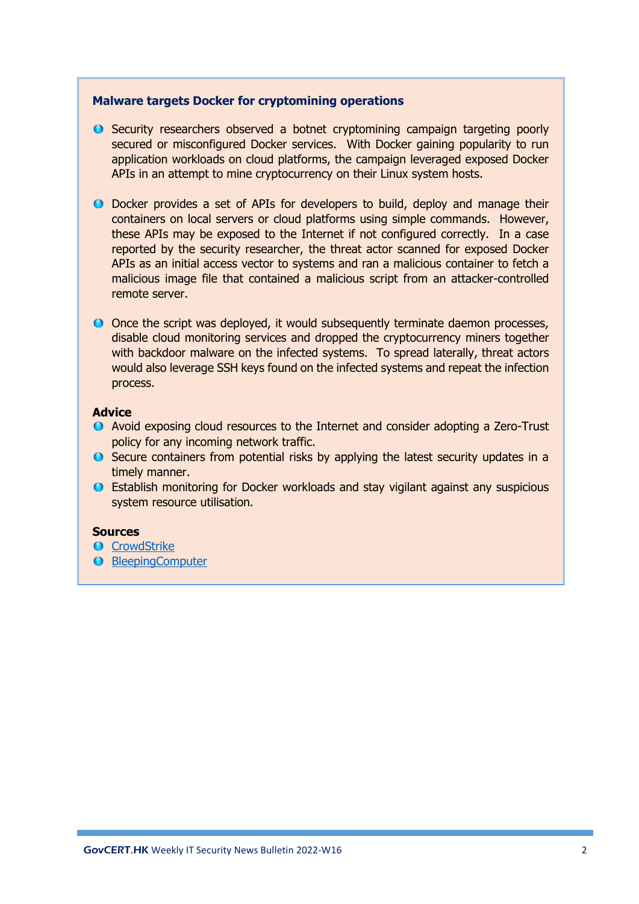## Malware targets Docker for cryptomining operations

- Security researchers observed a botnet cryptomining campaign targeting poorly secured or misconfigured Docker services. With Docker gaining popularity to run application workloads on cloud platforms, the campaign leveraged exposed Docker APIs in an attempt to mine cryptocurrency on their Linux system hosts.

- Docker provides a set of APIs for developers to build, deploy and manage their containers on local servers or cloud platforms using simple commands. However, these APIs may be exposed to the Internet if not configured correctly. In a case reported by the security researcher, the threat actor scanned for exposed Docker APIs as an initial access vector to systems and ran a malicious container to fetch a malicious image file that contained a malicious script from an attacker-controlled remote server.

- Once the script was deployed, it would subsequently terminate daemon processes, disable cloud monitoring services and dropped the cryptocurrency miners together with backdoor malware on the infected systems. To spread laterally, threat actors would also leverage SSH keys found on the infected systems and repeat the infection process.

**Advice**

- Avoid exposing cloud resources to the Internet and consider adopting a Zero-Trust policy for any incoming network traffic.
- Secure containers from potential risks by applying the latest security updates in a timely manner.
- Establish monitoring for Docker workloads and stay vigilant against any suspicious system resource utilisation.

**Sources**

- CrowdStrike
- BleepingComputer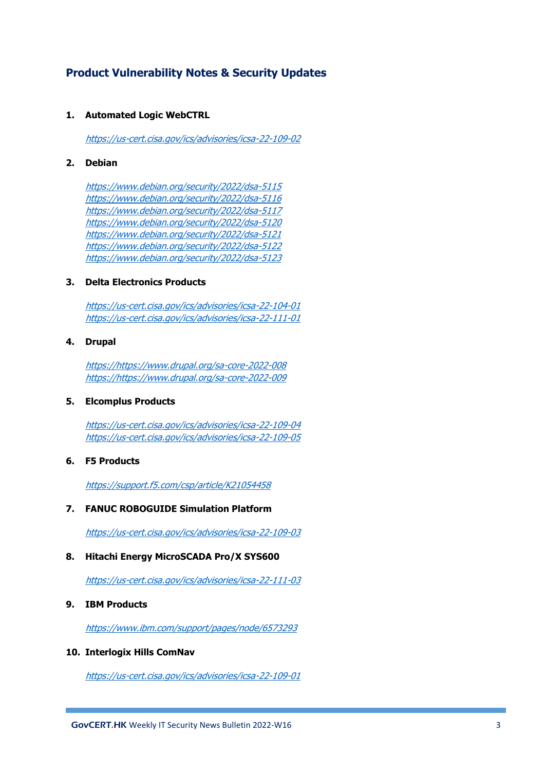## Product Vulnerability Notes & Security Updates

1. **Automated Logic WebCTRL**

   *https://us-cert.cisa.gov/ics/advisories/icsa-22-109-02*

2. **Debian**

   *https://www.debian.org/security/2022/dsa-5115*
   *https://www.debian.org/security/2022/dsa-5116*
   *https://www.debian.org/security/2022/dsa-5117*
   *https://www.debian.org/security/2022/dsa-5120*
   *https://www.debian.org/security/2022/dsa-5121*
   *https://www.debian.org/security/2022/dsa-5122*
   *https://www.debian.org/security/2022/dsa-5123*

3. **Delta Electronics Products**

   *https://us-cert.cisa.gov/ics/advisories/icsa-22-104-01*
   *https://us-cert.cisa.gov/ics/advisories/icsa-22-111-01*

4. **Drupal**

   *https://https://www.drupal.org/sa-core-2022-008*
   *https://https://www.drupal.org/sa-core-2022-009*

5. **Elcomplus Products**

   *https://us-cert.cisa.gov/ics/advisories/icsa-22-109-04*
   *https://us-cert.cisa.gov/ics/advisories/icsa-22-109-05*

6. **F5 Products**

   *https://support.f5.com/csp/article/K21054458*

7. **FANUC ROBOGUIDE Simulation Platform**

   *https://us-cert.cisa.gov/ics/advisories/icsa-22-109-03*

8. **Hitachi Energy MicroSCADA Pro/X SYS600**

   *https://us-cert.cisa.gov/ics/advisories/icsa-22-111-03*

9. **IBM Products**

   *https://www.ibm.com/support/pages/node/6573293*

10. **Interlogix Hills ComNav**

    *https://us-cert.cisa.gov/ics/advisories/icsa-22-109-01*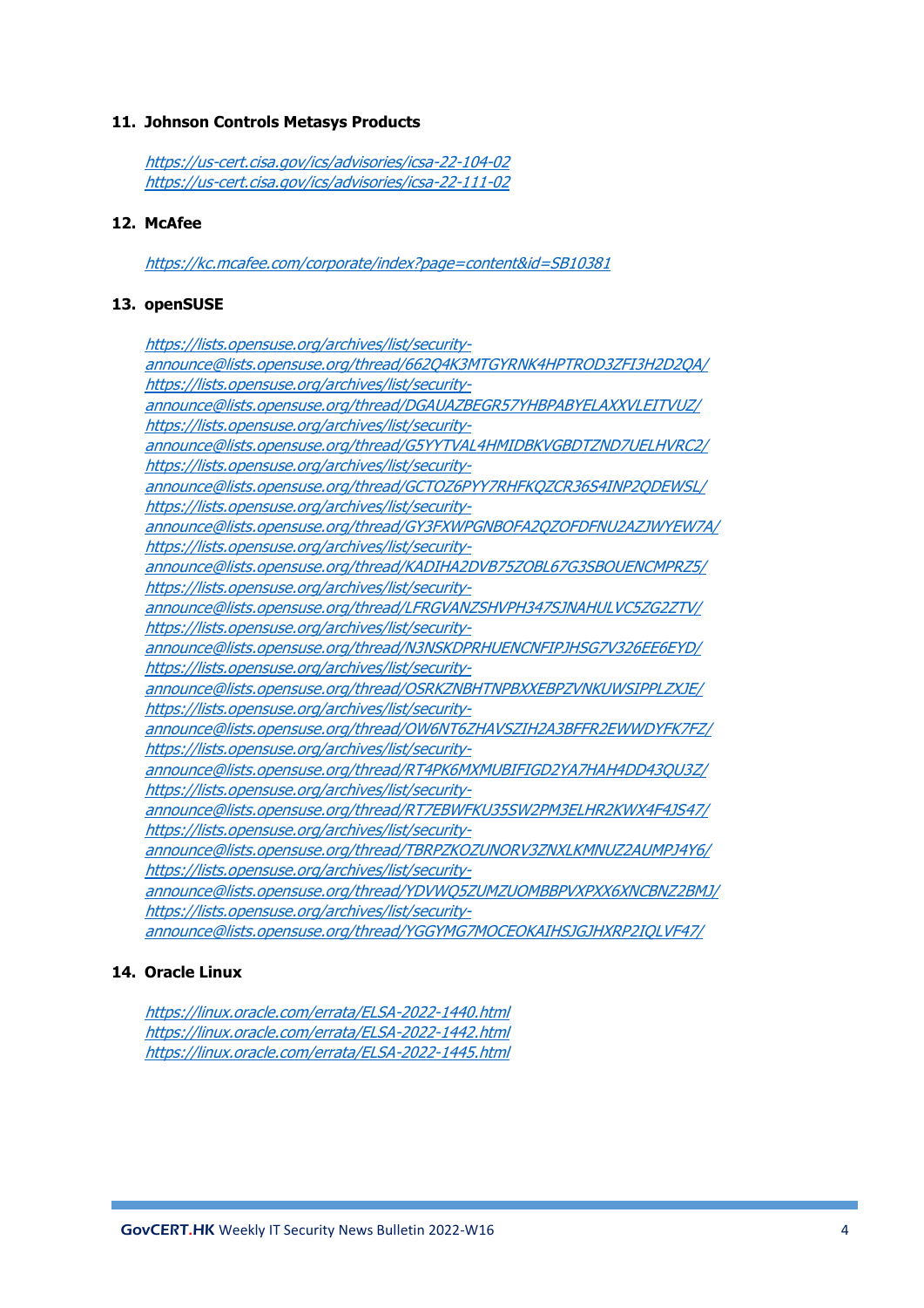11. **Johnson Controls Metasys Products**

    https://us-cert.cisa.gov/ics/advisories/icsa-22-104-02
    https://us-cert.cisa.gov/ics/advisories/icsa-22-111-02

12. **McAfee**

    https://kc.mcafee.com/corporate/index?page=content&id=SB10381

13. **openSUSE**

    https://lists.opensuse.org/archives/list/security-announce@lists.opensuse.org/thread/662Q4K3MTGYRNK4HPTROD3ZFI3H2D2QA/
    https://lists.opensuse.org/archives/list/security-announce@lists.opensuse.org/thread/DGAUAZBEGR57YHBPABYELAXXVLEITVUZ/
    https://lists.opensuse.org/archives/list/security-announce@lists.opensuse.org/thread/G5YYTVAL4HMIDBKVGBDTZND7UELHVRC2/
    https://lists.opensuse.org/archives/list/security-announce@lists.opensuse.org/thread/GCTOZ6PYY7RHFKQZCR36S4INP2QDEWSL/
    https://lists.opensuse.org/archives/list/security-announce@lists.opensuse.org/thread/GY3FXWPGNBOFA2QZOFDFNU2AZJWYEW7A/
    https://lists.opensuse.org/archives/list/security-announce@lists.opensuse.org/thread/KADIHA2DVB75ZOBL67G3SBOUENCMPRZ5/
    https://lists.opensuse.org/archives/list/security-announce@lists.opensuse.org/thread/LFRGVANZSHVPH347SJNAHULVC5ZG2ZTV/
    https://lists.opensuse.org/archives/list/security-announce@lists.opensuse.org/thread/N3NSKDPRHUENCNFIPJHSG7V326EE6EYD/
    https://lists.opensuse.org/archives/list/security-announce@lists.opensuse.org/thread/OSRKZNBHTNPBXXEBPZVNKUWSIPPLZXJE/
    https://lists.opensuse.org/archives/list/security-announce@lists.opensuse.org/thread/OW6NT6ZHAVSZIH2A3BFFR2EWWDYFK7FZ/
    https://lists.opensuse.org/archives/list/security-announce@lists.opensuse.org/thread/RT4PK6MXMUBIFIGD2YA7HAH4DD43QU3Z/
    https://lists.opensuse.org/archives/list/security-announce@lists.opensuse.org/thread/RT7EBWFKU35SW2PM3ELHR2KWX4F4JS47/
    https://lists.opensuse.org/archives/list/security-announce@lists.opensuse.org/thread/TBRPZKOZUNORV3ZNXLKMNUZ2AUMPJ4Y6/
    https://lists.opensuse.org/archives/list/security-announce@lists.opensuse.org/thread/YDVWQ5ZUMZUOMBBPVXPXX6XNCBNZ2BMJ/
    https://lists.opensuse.org/archives/list/security-announce@lists.opensuse.org/thread/YGGYMG7MOCEOKAIHSJGJHXRP2IQLVF47/

14. **Oracle Linux**

    https://linux.oracle.com/errata/ELSA-2022-1440.html
    https://linux.oracle.com/errata/ELSA-2022-1442.html
    https://linux.oracle.com/errata/ELSA-2022-1445.html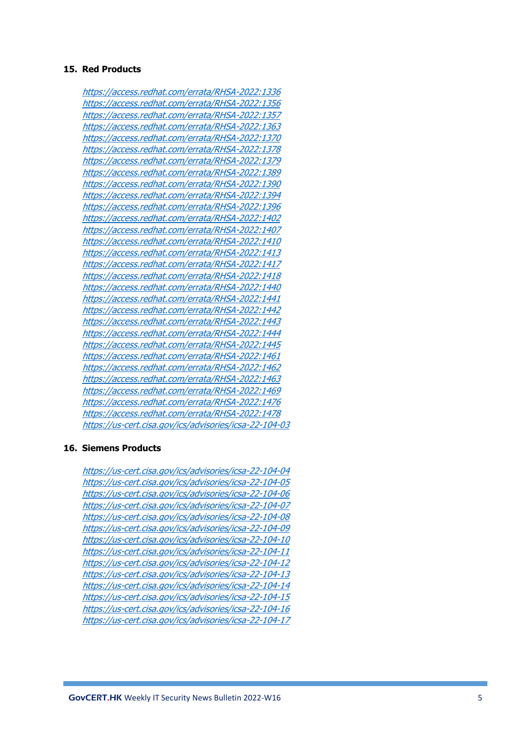### 15. Red Products

https://access.redhat.com/errata/RHSA-2022:1336
https://access.redhat.com/errata/RHSA-2022:1356
https://access.redhat.com/errata/RHSA-2022:1357
https://access.redhat.com/errata/RHSA-2022:1363
https://access.redhat.com/errata/RHSA-2022:1370
https://access.redhat.com/errata/RHSA-2022:1378
https://access.redhat.com/errata/RHSA-2022:1379
https://access.redhat.com/errata/RHSA-2022:1389
https://access.redhat.com/errata/RHSA-2022:1390
https://access.redhat.com/errata/RHSA-2022:1394
https://access.redhat.com/errata/RHSA-2022:1396
https://access.redhat.com/errata/RHSA-2022:1402
https://access.redhat.com/errata/RHSA-2022:1407
https://access.redhat.com/errata/RHSA-2022:1410
https://access.redhat.com/errata/RHSA-2022:1413
https://access.redhat.com/errata/RHSA-2022:1417
https://access.redhat.com/errata/RHSA-2022:1418
https://access.redhat.com/errata/RHSA-2022:1440
https://access.redhat.com/errata/RHSA-2022:1441
https://access.redhat.com/errata/RHSA-2022:1442
https://access.redhat.com/errata/RHSA-2022:1443
https://access.redhat.com/errata/RHSA-2022:1444
https://access.redhat.com/errata/RHSA-2022:1445
https://access.redhat.com/errata/RHSA-2022:1461
https://access.redhat.com/errata/RHSA-2022:1462
https://access.redhat.com/errata/RHSA-2022:1463
https://access.redhat.com/errata/RHSA-2022:1469
https://access.redhat.com/errata/RHSA-2022:1476
https://access.redhat.com/errata/RHSA-2022:1478
https://us-cert.cisa.gov/ics/advisories/icsa-22-104-03

### 16. Siemens Products

https://us-cert.cisa.gov/ics/advisories/icsa-22-104-04
https://us-cert.cisa.gov/ics/advisories/icsa-22-104-05
https://us-cert.cisa.gov/ics/advisories/icsa-22-104-06
https://us-cert.cisa.gov/ics/advisories/icsa-22-104-07
https://us-cert.cisa.gov/ics/advisories/icsa-22-104-08
https://us-cert.cisa.gov/ics/advisories/icsa-22-104-09
https://us-cert.cisa.gov/ics/advisories/icsa-22-104-10
https://us-cert.cisa.gov/ics/advisories/icsa-22-104-11
https://us-cert.cisa.gov/ics/advisories/icsa-22-104-12
https://us-cert.cisa.gov/ics/advisories/icsa-22-104-13
https://us-cert.cisa.gov/ics/advisories/icsa-22-104-14
https://us-cert.cisa.gov/ics/advisories/icsa-22-104-15
https://us-cert.cisa.gov/ics/advisories/icsa-22-104-16
https://us-cert.cisa.gov/ics/advisories/icsa-22-104-17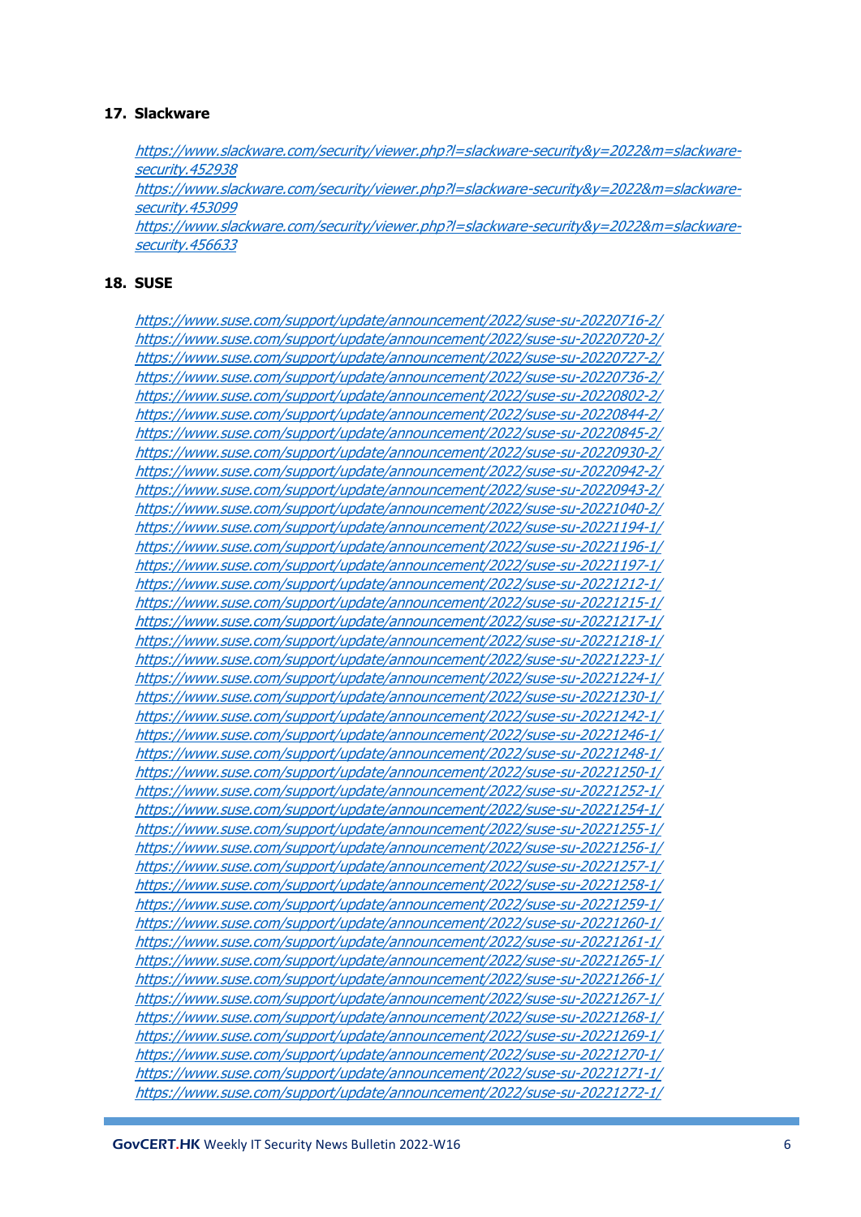## 17. Slackware

https://www.slackware.com/security/viewer.php?l=slackware-security&y=2022&m=slackware-security.452938
https://www.slackware.com/security/viewer.php?l=slackware-security&y=2022&m=slackware-security.453099
https://www.slackware.com/security/viewer.php?l=slackware-security&y=2022&m=slackware-security.456633

## 18. SUSE

https://www.suse.com/support/update/announcement/2022/suse-su-20220716-2/
https://www.suse.com/support/update/announcement/2022/suse-su-20220720-2/
https://www.suse.com/support/update/announcement/2022/suse-su-20220727-2/
https://www.suse.com/support/update/announcement/2022/suse-su-20220736-2/
https://www.suse.com/support/update/announcement/2022/suse-su-20220802-2/
https://www.suse.com/support/update/announcement/2022/suse-su-20220844-2/
https://www.suse.com/support/update/announcement/2022/suse-su-20220845-2/
https://www.suse.com/support/update/announcement/2022/suse-su-20220930-2/
https://www.suse.com/support/update/announcement/2022/suse-su-20220942-2/
https://www.suse.com/support/update/announcement/2022/suse-su-20220943-2/
https://www.suse.com/support/update/announcement/2022/suse-su-20221040-2/
https://www.suse.com/support/update/announcement/2022/suse-su-20221194-1/
https://www.suse.com/support/update/announcement/2022/suse-su-20221196-1/
https://www.suse.com/support/update/announcement/2022/suse-su-20221197-1/
https://www.suse.com/support/update/announcement/2022/suse-su-20221212-1/
https://www.suse.com/support/update/announcement/2022/suse-su-20221215-1/
https://www.suse.com/support/update/announcement/2022/suse-su-20221217-1/
https://www.suse.com/support/update/announcement/2022/suse-su-20221218-1/
https://www.suse.com/support/update/announcement/2022/suse-su-20221223-1/
https://www.suse.com/support/update/announcement/2022/suse-su-20221224-1/
https://www.suse.com/support/update/announcement/2022/suse-su-20221230-1/
https://www.suse.com/support/update/announcement/2022/suse-su-20221242-1/
https://www.suse.com/support/update/announcement/2022/suse-su-20221246-1/
https://www.suse.com/support/update/announcement/2022/suse-su-20221248-1/
https://www.suse.com/support/update/announcement/2022/suse-su-20221250-1/
https://www.suse.com/support/update/announcement/2022/suse-su-20221252-1/
https://www.suse.com/support/update/announcement/2022/suse-su-20221254-1/
https://www.suse.com/support/update/announcement/2022/suse-su-20221255-1/
https://www.suse.com/support/update/announcement/2022/suse-su-20221256-1/
https://www.suse.com/support/update/announcement/2022/suse-su-20221257-1/
https://www.suse.com/support/update/announcement/2022/suse-su-20221258-1/
https://www.suse.com/support/update/announcement/2022/suse-su-20221259-1/
https://www.suse.com/support/update/announcement/2022/suse-su-20221260-1/
https://www.suse.com/support/update/announcement/2022/suse-su-20221261-1/
https://www.suse.com/support/update/announcement/2022/suse-su-20221265-1/
https://www.suse.com/support/update/announcement/2022/suse-su-20221266-1/
https://www.suse.com/support/update/announcement/2022/suse-su-20221267-1/
https://www.suse.com/support/update/announcement/2022/suse-su-20221268-1/
https://www.suse.com/support/update/announcement/2022/suse-su-20221269-1/
https://www.suse.com/support/update/announcement/2022/suse-su-20221270-1/
https://www.suse.com/support/update/announcement/2022/suse-su-20221271-1/
https://www.suse.com/support/update/announcement/2022/suse-su-20221272-1/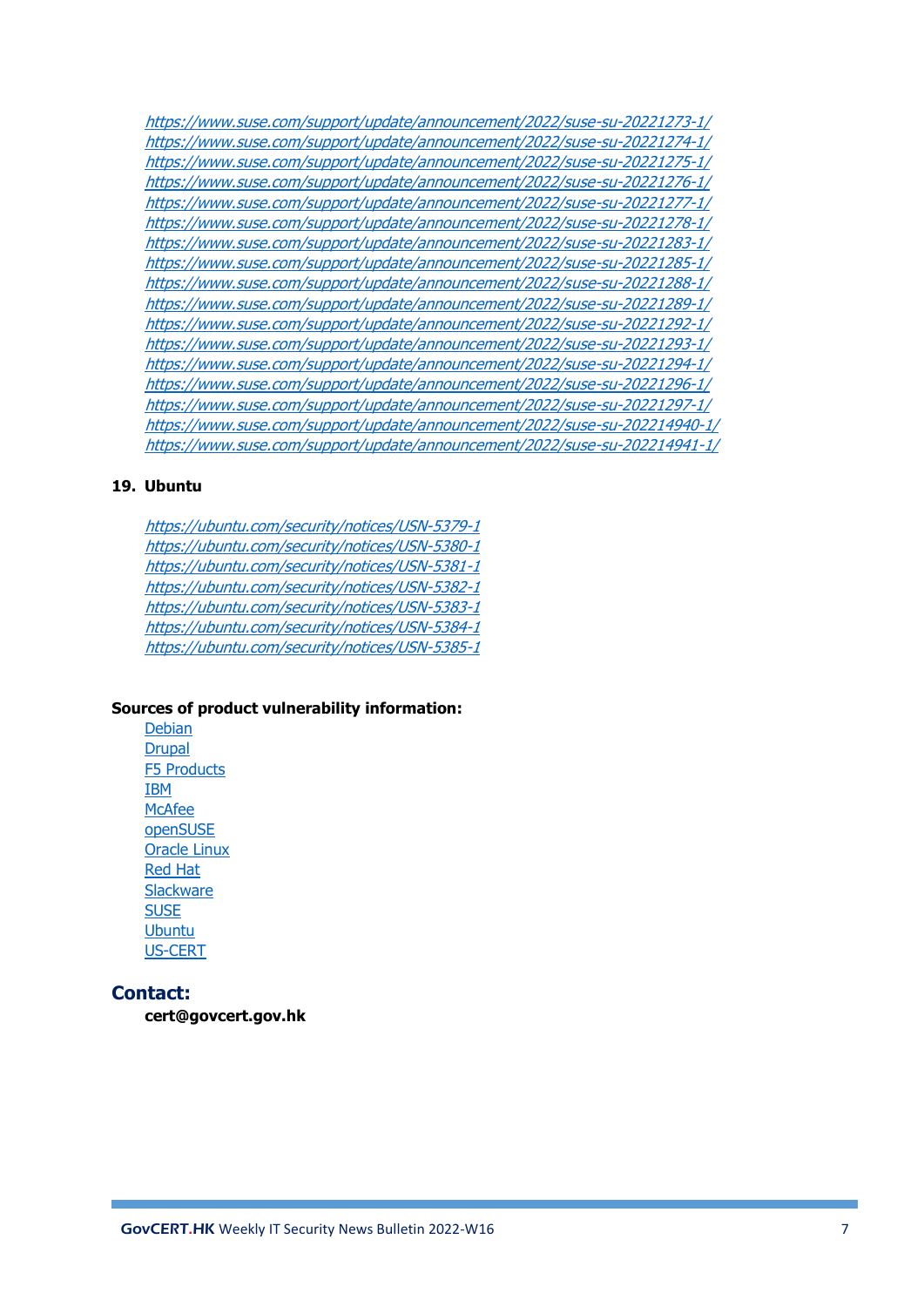https://www.suse.com/support/update/announcement/2022/suse-su-20221273-1/
https://www.suse.com/support/update/announcement/2022/suse-su-20221274-1/
https://www.suse.com/support/update/announcement/2022/suse-su-20221275-1/
https://www.suse.com/support/update/announcement/2022/suse-su-20221276-1/
https://www.suse.com/support/update/announcement/2022/suse-su-20221277-1/
https://www.suse.com/support/update/announcement/2022/suse-su-20221278-1/
https://www.suse.com/support/update/announcement/2022/suse-su-20221283-1/
https://www.suse.com/support/update/announcement/2022/suse-su-20221285-1/
https://www.suse.com/support/update/announcement/2022/suse-su-20221288-1/
https://www.suse.com/support/update/announcement/2022/suse-su-20221289-1/
https://www.suse.com/support/update/announcement/2022/suse-su-20221292-1/
https://www.suse.com/support/update/announcement/2022/suse-su-20221293-1/
https://www.suse.com/support/update/announcement/2022/suse-su-20221294-1/
https://www.suse.com/support/update/announcement/2022/suse-su-20221296-1/
https://www.suse.com/support/update/announcement/2022/suse-su-20221297-1/
https://www.suse.com/support/update/announcement/2022/suse-su-202214940-1/
https://www.suse.com/support/update/announcement/2022/suse-su-202214941-1/

**19. Ubuntu**

https://ubuntu.com/security/notices/USN-5379-1
https://ubuntu.com/security/notices/USN-5380-1
https://ubuntu.com/security/notices/USN-5381-1
https://ubuntu.com/security/notices/USN-5382-1
https://ubuntu.com/security/notices/USN-5383-1
https://ubuntu.com/security/notices/USN-5384-1
https://ubuntu.com/security/notices/USN-5385-1

**Sources of product vulnerability information:**

Debian
Drupal
F5 Products
IBM
McAfee
openSUSE
Oracle Linux
Red Hat
Slackware
SUSE
Ubuntu
US-CERT

## Contact:

**cert@govcert.gov.hk**